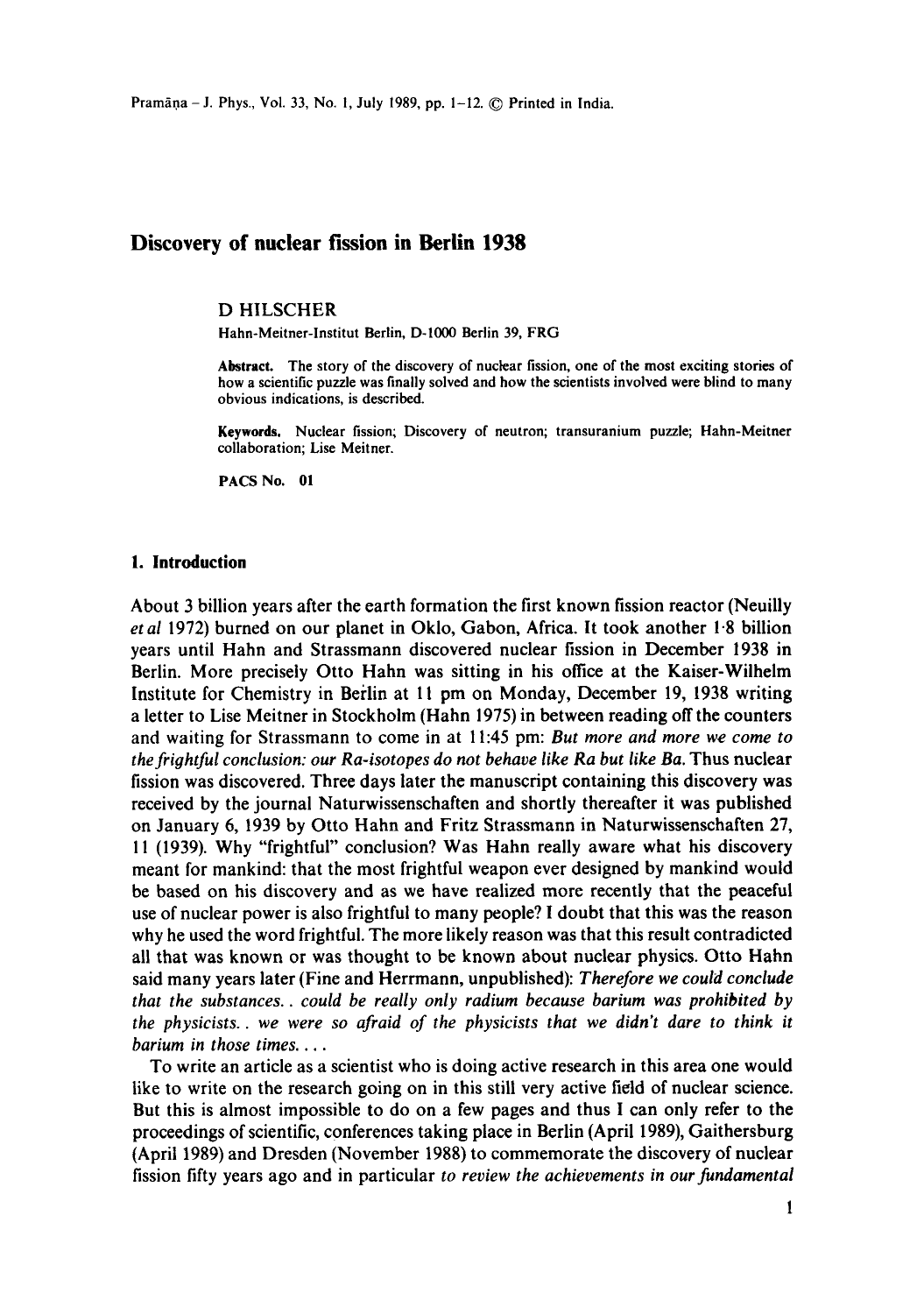# Discovery of nuclear fission in Berlin 1938

D HILSCHER

Hahn-Meitner-Institut Berlin, D-1000 Berlin 39, FRG

**Abstract.** The story of the discovery of nuclear fission, one of the most exciting stories of how a scientific puzzle was finally solved and how the scientists involved were blind to many obvious indications, is described.

**Keywords.** Nuclear fission; Discovery of neutron; transuranium puzzle; Hahn-Meitner collaboration; Lise Meitner.

**PACS No. 01**

## 1. Introduction

About 3 billion years after the earth formation the first known fission reactor (Neuilly *et al* 1972) burned on our planet in Oklo, Gabon, Africa. It took another 1·8 billion years until Hahn and Strassmann discovered nuclear fission in December 1938 in Berlin. More precisely Otto Hahn was sitting in his office at the Kaiser-Wilhelm Institute for Chemistry in Berlin at 11 pm on Monday, December 19, 1938 writing a letter to Lise Meitner in Stockholm (Hahn 1975) in between reading off the counters and waiting for Strassmann to come in at 11:45 pm: *But more and more we come to the frightful conclusion: our Ra-isotopes do not behave like Ra but like Ba.* Thus nuclear fission was discovered. Three days later the manuscript containing this discovery was received by the journal Naturwissenschaften and shortly thereafter it was published on January 6, 1939 by Otto Hahn and Fritz Strassmann in Naturwissenschaften 27, 11 (1939). Why "frightful" conclusion? Was Hahn really aware what his discovery meant for mankind: that the most frightful weapon ever designed by mankind would be based on his discovery and as we have realized more recently that the peaceful use of nuclear power is also frightful to many people? I doubt that this was the reason why he used the word frightful. The more likely reason was that this result contradicted all that was known or was thought to be known about nuclear physics. Otto Hahn said many years later (Fine and Herrmann, unpublished): *Therefore we could conclude that the substances.. could be really only radium because barium was prohibited by the physicists.. we were so afraid of the physicists that we didn't dare to think it barium in those times....*

To write an article as a scientist who is doing active research in this area one would like to write on the research going on in this still very active field of nuclear science. But this is almost impossible to do on a few pages and thus I can only refer to the proceedings of scientific, conferences taking place in Berlin (April 1989), Gaithersburg (April 1989) and Dresden (November 1988) to commemorate the discovery of nuclear fission fifty years ago and in particular *to review the achievements in our fundamental*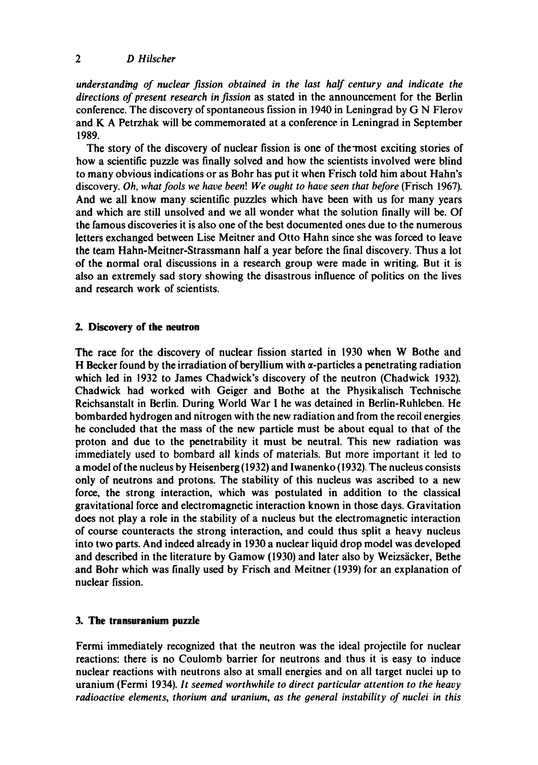*understanding of nuclear fission obtained in the last half century and indicate the directions of present research in fission* as stated in the announcement for the Berlin conference. The discovery of spontaneous fission in 1940 in Leningrad by G N Flerov and K A Petrzhak will be commemorated at a conference in Leningrad in September 1989.

The story of the discovery of nuclear fission is one of the most exciting stories of how a scientific puzzle was finally solved and how the scientists involved were blind to many obvious indications or as Bohr has put it when Frisch told him about Hahn's discovery. *Oh, what fools we have been! We ought to have seen that before* (Frisch 1967). And we all know many scientific puzzles which have been with us for many years and which are still unsolved and we all wonder what the solution finally will be. Of the famous discoveries it is also one of the best documented ones due to the numerous letters exchanged between Lise Meitner and Otto Hahn since she was forced to leave the team Hahn-Meitner-Strassmann half a year before the final discovery. Thus a lot of the normal oral discussions in a research group were made in writing. But it is also an extremely sad story showing the disastrous influence of politics on the lives and research work of scientists.

## 2. Discovery of the neutron

The race for the discovery of nuclear fission started in 1930 when W Bothe and H Becker found by the irradiation of beryllium with $\alpha$-particles a penetrating radiation which led in 1932 to James Chadwick's discovery of the neutron (Chadwick 1932). Chadwick had worked with Geiger and Bothe at the Physikalisch Technische Reichsanstalt in Berlin. During World War I he was detained in Berlin-Ruhleben. He bombarded hydrogen and nitrogen with the new radiation and from the recoil energies he concluded that the mass of the new particle must be about equal to that of the proton and due to the penetrability it must be neutral. This new radiation was immediately used to bombard all kinds of materials. But more important it led to a model of the nucleus by Heisenberg (1932) and Iwanenko (1932). The nucleus consists only of neutrons and protons. The stability of this nucleus was ascribed to a new force, the strong interaction, which was postulated in addition to the classical gravitational force and electromagnetic interaction known in those days. Gravitation does not play a role in the stability of a nucleus but the electromagnetic interaction of course counteracts the strong interaction, and could thus split a heavy nucleus into two parts. And indeed already in 1930 a nuclear liquid drop model was developed and described in the literature by Gamow (1930) and later also by Weizsäcker, Bethe and Bohr which was finally used by Frisch and Meitner (1939) for an explanation of nuclear fission.

## 3. The transuranium puzzle

Fermi immediately recognized that the neutron was the ideal projectile for nuclear reactions: there is no Coulomb barrier for neutrons and thus it is easy to induce nuclear reactions with neutrons also at small energies and on all target nuclei up to uranium (Fermi 1934). *It seemed worthwhile to direct particular attention to the heavy radioactive elements, thorium and uranium, as the general instability of nuclei in this*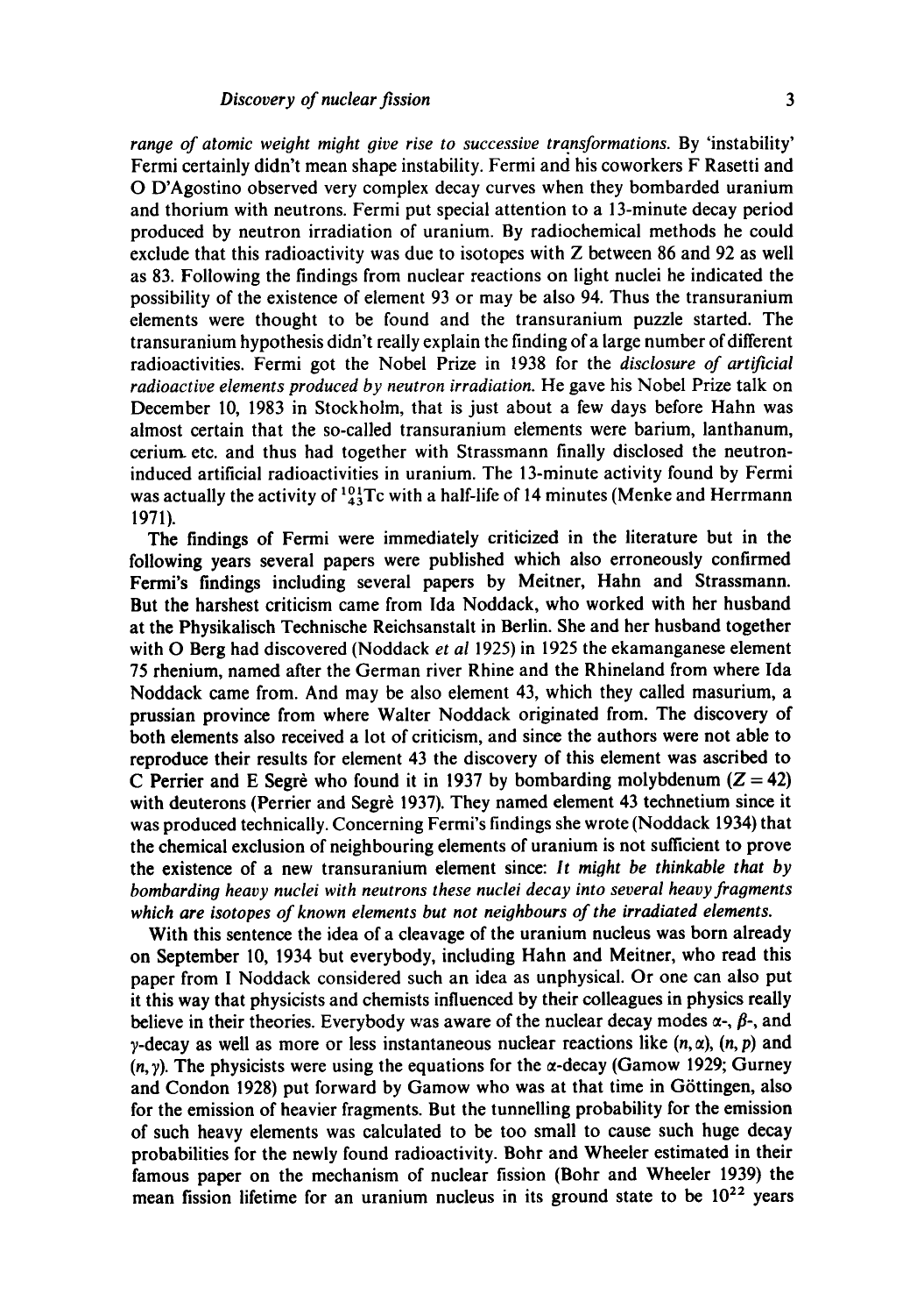*range of atomic weight might give rise to successive transformations.* By 'instability' Fermi certainly didn't mean shape instability. Fermi and his coworkers F Rasetti and O D'Agostino observed very complex decay curves when they bombarded uranium and thorium with neutrons. Fermi put special attention to a 13-minute decay period produced by neutron irradiation of uranium. By radiochemical methods he could exclude that this radioactivity was due to isotopes with Z between 86 and 92 as well as 83. Following the findings from nuclear reactions on light nuclei he indicated the possibility of the existence of element 93 or may be also 94. Thus the transuranium elements were thought to be found and the transuranium puzzle started. The transuranium hypothesis didn't really explain the finding of a large number of different radioactivities. Fermi got the Nobel Prize in 1938 for the *disclosure of artificial radioactive elements produced by neutron irradiation.* He gave his Nobel Prize talk on December 10, 1983 in Stockholm, that is just about a few days before Hahn was almost certain that the so-called transuranium elements were barium, lanthanum, cerium etc. and thus had together with Strassmann finally disclosed the neutron-induced artificial radioactivities in uranium. The 13-minute activity found by Fermi was actually the activity of $^{101}_{43}$Tc with a half-life of 14 minutes (Menke and Herrmann 1971).

The findings of Fermi were immediately criticized in the literature but in the following years several papers were published which also erroneously confirmed Fermi's findings including several papers by Meitner, Hahn and Strassmann. But the harshest criticism came from Ida Noddack, who worked with her husband at the Physikalisch Technische Reichsanstalt in Berlin. She and her husband together with O Berg had discovered (Noddack *et al* 1925) in 1925 the ekamanganese element 75 rhenium, named after the German river Rhine and the Rhineland from where Ida Noddack came from. And may be also element 43, which they called masurium, a prussian province from where Walter Noddack originated from. The discovery of both elements also received a lot of criticism, and since the authors were not able to reproduce their results for element 43 the discovery of this element was ascribed to C Perrier and E Segrè who found it in 1937 by bombarding molybdenum ($Z = 42$) with deuterons (Perrier and Segrè 1937). They named element 43 technetium since it was produced technically. Concerning Fermi's findings she wrote (Noddack 1934) that the chemical exclusion of neighbouring elements of uranium is not sufficient to prove the existence of a new transuranium element since: *It might be thinkable that by bombarding heavy nuclei with neutrons these nuclei decay into several heavy fragments which are isotopes of known elements but not neighbours of the irradiated elements.*

With this sentence the idea of a cleavage of the uranium nucleus was born already on September 10, 1934 but everybody, including Hahn and Meitner, who read this paper from I Noddack considered such an idea as unphysical. Or one can also put it this way that physicists and chemists influenced by their colleagues in physics really believe in their theories. Everybody was aware of the nuclear decay modes $\alpha$-, $\beta$-, and $\gamma$-decay as well as more or less instantaneous nuclear reactions like $(n, \alpha)$, $(n, p)$ and $(n, \gamma)$. The physicists were using the equations for the $\alpha$-decay (Gamow 1929; Gurney and Condon 1928) put forward by Gamow who was at that time in Göttingen, also for the emission of heavier fragments. But the tunnelling probability for the emission of such heavy elements was calculated to be too small to cause such huge decay probabilities for the newly found radioactivity. Bohr and Wheeler estimated in their famous paper on the mechanism of nuclear fission (Bohr and Wheeler 1939) the mean fission lifetime for an uranium nucleus in its ground state to be $10^{22}$ years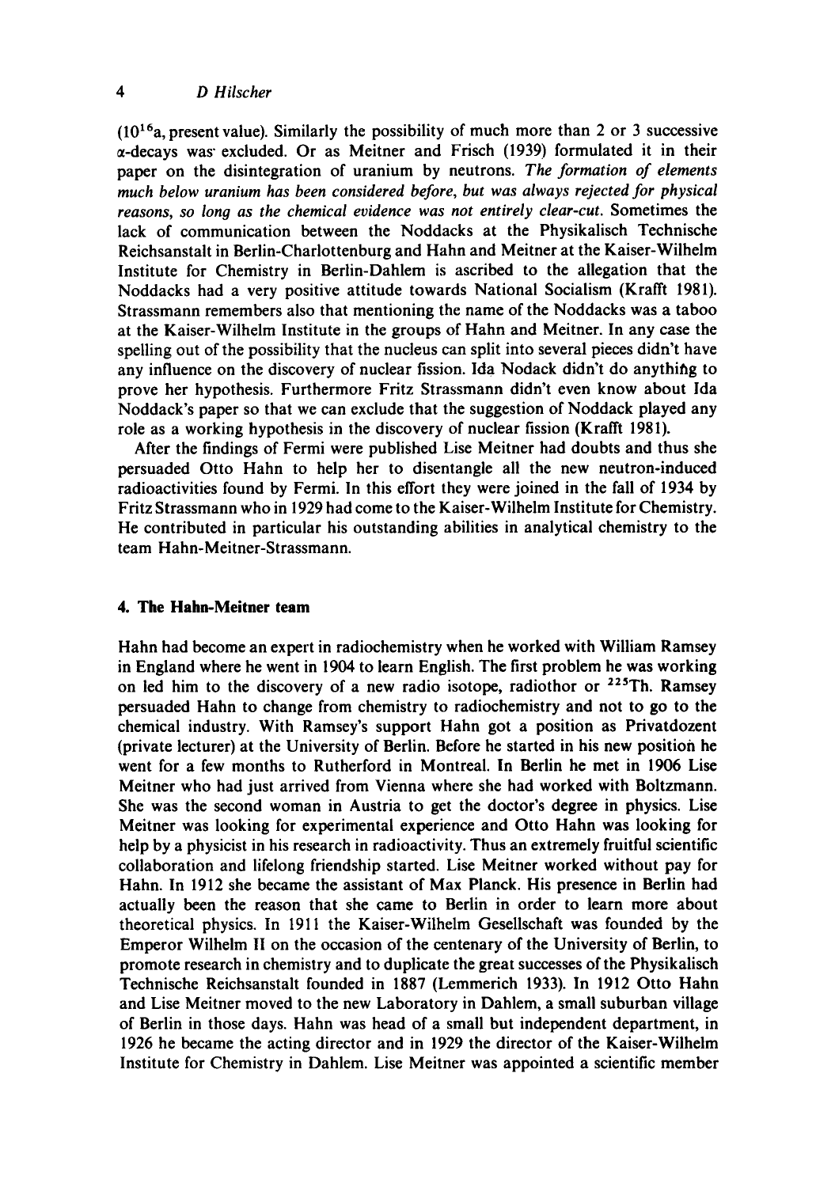($10^{16}$a, present value). Similarly the possibility of much more than 2 or 3 successive α-decays was excluded. Or as Meitner and Frisch (1939) formulated it in their paper on the disintegration of uranium by neutrons. *The formation of elements much below uranium has been considered before, but was always rejected for physical reasons, so long as the chemical evidence was not entirely clear-cut.* Sometimes the lack of communication between the Noddacks at the Physikalisch Technische Reichsanstalt in Berlin-Charlottenburg and Hahn and Meitner at the Kaiser-Wilhelm Institute for Chemistry in Berlin-Dahlem is ascribed to the allegation that the Noddacks had a very positive attitude towards National Socialism (Krafft 1981). Strassmann remembers also that mentioning the name of the Noddacks was a taboo at the Kaiser-Wilhelm Institute in the groups of Hahn and Meitner. In any case the spelling out of the possibility that the nucleus can split into several pieces didn't have any influence on the discovery of nuclear fission. Ida Nodack didn't do anything to prove her hypothesis. Furthermore Fritz Strassmann didn't even know about Ida Noddack's paper so that we can exclude that the suggestion of Noddack played any role as a working hypothesis in the discovery of nuclear fission (Krafft 1981).

After the findings of Fermi were published Lise Meitner had doubts and thus she persuaded Otto Hahn to help her to disentangle all the new neutron-induced radioactivities found by Fermi. In this effort they were joined in the fall of 1934 by Fritz Strassmann who in 1929 had come to the Kaiser-Wilhelm Institute for Chemistry. He contributed in particular his outstanding abilities in analytical chemistry to the team Hahn-Meitner-Strassmann.

## 4. The Hahn-Meitner team

Hahn had become an expert in radiochemistry when he worked with William Ramsey in England where he went in 1904 to learn English. The first problem he was working on led him to the discovery of a new radio isotope, radiothor or $^{225}$Th. Ramsey persuaded Hahn to change from chemistry to radiochemistry and not to go to the chemical industry. With Ramsey's support Hahn got a position as Privatdozent (private lecturer) at the University of Berlin. Before he started in his new position he went for a few months to Rutherford in Montreal. In Berlin he met in 1906 Lise Meitner who had just arrived from Vienna where she had worked with Boltzmann. She was the second woman in Austria to get the doctor's degree in physics. Lise Meitner was looking for experimental experience and Otto Hahn was looking for help by a physicist in his research in radioactivity. Thus an extremely fruitful scientific collaboration and lifelong friendship started. Lise Meitner worked without pay for Hahn. In 1912 she became the assistant of Max Planck. His presence in Berlin had actually been the reason that she came to Berlin in order to learn more about theoretical physics. In 1911 the Kaiser-Wilhelm Gesellschaft was founded by the Emperor Wilhelm II on the occasion of the centenary of the University of Berlin, to promote research in chemistry and to duplicate the great successes of the Physikalisch Technische Reichsanstalt founded in 1887 (Lemmerich 1933). In 1912 Otto Hahn and Lise Meitner moved to the new Laboratory in Dahlem, a small suburban village of Berlin in those days. Hahn was head of a small but independent department, in 1926 he became the acting director and in 1929 the director of the Kaiser-Wilhelm Institute for Chemistry in Dahlem. Lise Meitner was appointed a scientific member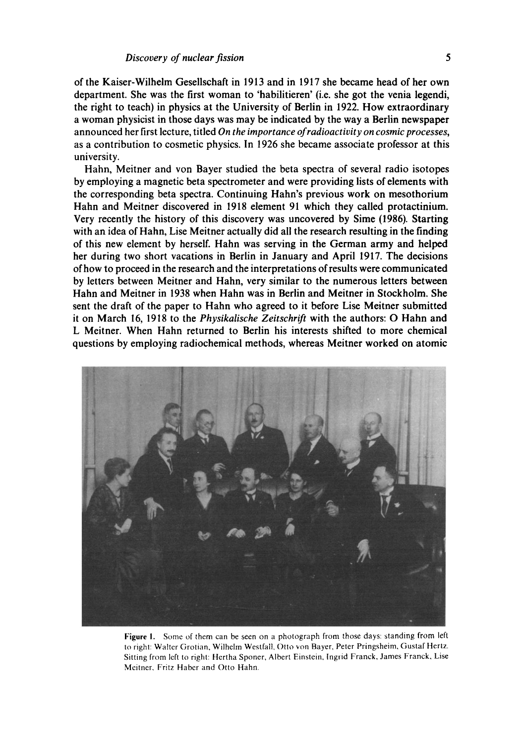of the Kaiser-Wilhelm Gesellschaft in 1913 and in 1917 she became head of her own department. She was the first woman to 'habilitieren' (i.e. she got the venia legendi, the right to teach) in physics at the University of Berlin in 1922. How extraordinary a woman physicist in those days was may be indicated by the way a Berlin newspaper announced her first lecture, titled *On the importance of radioactivity on cosmic processes*, as a contribution to cosmetic physics. In 1926 she became associate professor at this university.

Hahn, Meitner and von Bayer studied the beta spectra of several radio isotopes by employing a magnetic beta spectrometer and were providing lists of elements with the corresponding beta spectra. Continuing Hahn's previous work on mesothorium Hahn and Meitner discovered in 1918 element 91 which they called protactinium. Very recently the history of this discovery was uncovered by Sime (1986). Starting with an idea of Hahn, Lise Meitner actually did all the research resulting in the finding of this new element by herself. Hahn was serving in the German army and helped her during two short vacations in Berlin in January and April 1917. The decisions of how to proceed in the research and the interpretations of results were communicated by letters between Meitner and Hahn, very similar to the numerous letters between Hahn and Meitner in 1938 when Hahn was in Berlin and Meitner in Stockholm. She sent the draft of the paper to Hahn who agreed to it before Lise Meitner submitted it on March 16, 1918 to the *Physikalische Zeitschrift* with the authors: O Hahn and L Meitner. When Hahn returned to Berlin his interests shifted to more chemical questions by employing radiochemical methods, whereas Meitner worked on atomic

**Figure 1.** Some of them can be seen on a photograph from those days: standing from left to right: Walter Grotian, Wilhelm Westfall, Otto von Bayer, Peter Pringsheim, Gustaf Hertz. Sitting from left to right: Hertha Sponer, Albert Einstein, Ingrid Franck, James Franck, Lise Meitner, Fritz Haber and Otto Hahn.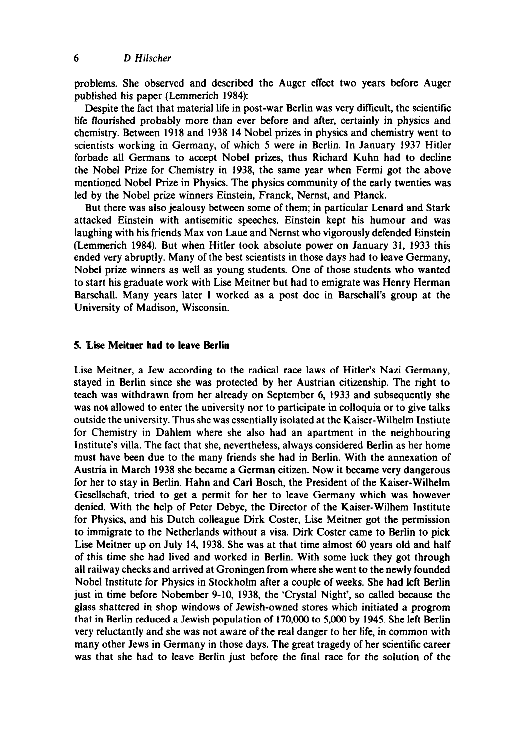problems. She observed and described the Auger effect two years before Auger published his paper (Lemmerich 1984):

Despite the fact that material life in post-war Berlin was very difficult, the scientific life flourished probably more than ever before and after, certainly in physics and chemistry. Between 1918 and 1938 14 Nobel prizes in physics and chemistry went to scientists working in Germany, of which 5 were in Berlin. In January 1937 Hitler forbade all Germans to accept Nobel prizes, thus Richard Kuhn had to decline the Nobel Prize for Chemistry in 1938, the same year when Fermi got the above mentioned Nobel Prize in Physics. The physics community of the early twenties was led by the Nobel prize winners Einstein, Franck, Nernst, and Planck.

But there was also jealousy between some of them; in particular Lenard and Stark attacked Einstein with antisemitic speeches. Einstein kept his humour and was laughing with his friends Max von Laue and Nernst who vigorously defended Einstein (Lemmerich 1984). But when Hitler took absolute power on January 31, 1933 this ended very abruptly. Many of the best scientists in those days had to leave Germany, Nobel prize winners as well as young students. One of those students who wanted to start his graduate work with Lise Meitner but had to emigrate was Henry Herman Barschall. Many years later I worked as a post doc in Barschall's group at the University of Madison, Wisconsin.

## 5. Lise Meitner had to leave Berlin

Lise Meitner, a Jew according to the radical race laws of Hitler's Nazi Germany, stayed in Berlin since she was protected by her Austrian citizenship. The right to teach was withdrawn from her already on September 6, 1933 and subsequently she was not allowed to enter the university nor to participate in colloquia or to give talks outside the university. Thus she was essentially isolated at the Kaiser-Wilhelm Instiute for Chemistry in Dahlem where she also had an apartment in the neighbouring Institute's villa. The fact that she, nevertheless, always considered Berlin as her home must have been due to the many friends she had in Berlin. With the annexation of Austria in March 1938 she became a German citizen. Now it became very dangerous for her to stay in Berlin. Hahn and Carl Bosch, the President of the Kaiser-Wilhelm Gesellschaft, tried to get a permit for her to leave Germany which was however denied. With the help of Peter Debye, the Director of the Kaiser-Wilhem Institute for Physics, and his Dutch colleague Dirk Coster, Lise Meitner got the permission to immigrate to the Netherlands without a visa. Dirk Coster came to Berlin to pick Lise Meitner up on July 14, 1938. She was at that time almost 60 years old and half of this time she had lived and worked in Berlin. With some luck they got through all railway checks and arrived at Groningen from where she went to the newly founded Nobel Institute for Physics in Stockholm after a couple of weeks. She had left Berlin just in time before Nobember 9-10, 1938, the 'Crystal Night', so called because the glass shattered in shop windows of Jewish-owned stores which initiated a progrom that in Berlin reduced a Jewish population of 170,000 to 5,000 by 1945. She left Berlin very reluctantly and she was not aware of the real danger to her life, in common with many other Jews in Germany in those days. The great tragedy of her scientific career was that she had to leave Berlin just before the final race for the solution of the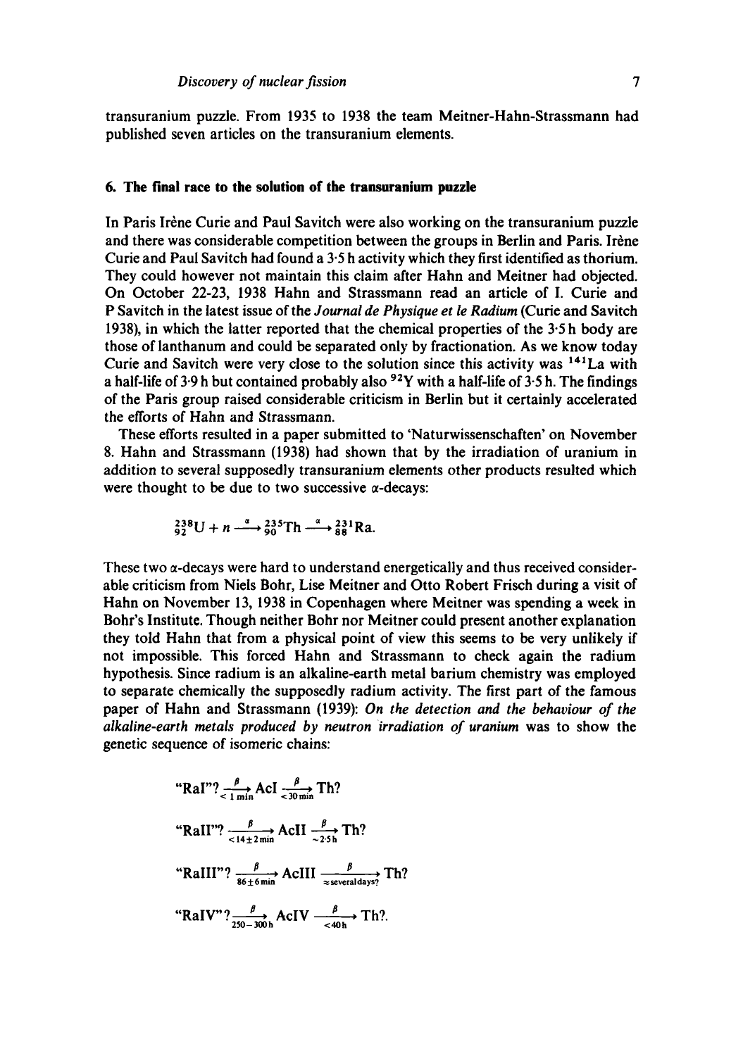transuranium puzzle. From 1935 to 1938 the team Meitner-Hahn-Strassmann had published seven articles on the transuranium elements.

## 6. The final race to the solution of the transuranium puzzle

In Paris Irène Curie and Paul Savitch were also working on the transuranium puzzle and there was considerable competition between the groups in Berlin and Paris. Irène Curie and Paul Savitch had found a 3·5 h activity which they first identified as thorium. They could however not maintain this claim after Hahn and Meitner had objected. On October 22-23, 1938 Hahn and Strassmann read an article of I. Curie and P Savitch in the latest issue of the *Journal de Physique et le Radium* (Curie and Savitch 1938), in which the latter reported that the chemical properties of the 3·5 h body are those of lanthanum and could be separated only by fractionation. As we know today Curie and Savitch were very close to the solution since this activity was $^{141}La$ with a half-life of 3·9 h but contained probably also $^{92}Y$ with a half-life of 3·5 h. The findings of the Paris group raised considerable criticism in Berlin but it certainly accelerated the efforts of Hahn and Strassmann.

These efforts resulted in a paper submitted to 'Naturwissenschaften' on November 8. Hahn and Strassmann (1938) had shown that by the irradiation of uranium in addition to several supposedly transuranium elements other products resulted which were thought to be due to two successive $\alpha$-decays:

$$^{238}_{92}U + n \xrightarrow{\alpha} {}^{235}_{90}Th \xrightarrow{\alpha} {}^{231}_{88}Ra.$$

These two $\alpha$-decays were hard to understand energetically and thus received considerable criticism from Niels Bohr, Lise Meitner and Otto Robert Frisch during a visit of Hahn on November 13, 1938 in Copenhagen where Meitner was spending a week in Bohr's Institute. Though neither Bohr nor Meitner could present another explanation they told Hahn that from a physical point of view this seems to be very unlikely if not impossible. This forced Hahn and Strassmann to check again the radium hypothesis. Since radium is an alkaline-earth metal barium chemistry was employed to separate chemically the supposedly radium activity. The first part of the famous paper of Hahn and Strassmann (1939): *On the detection and the behaviour of the alkaline-earth metals produced by neutron irradiation of uranium* was to show the genetic sequence of isomeric chains:

$$\text{"RaI"?} \xrightarrow[<1\,\text{min}]{\beta} \text{AcI} \xrightarrow[<30\,\text{min}]{\beta} \text{Th?}$$

$$\text{"RaII"?} \xrightarrow[<14\pm 2\,\text{min}]{\beta} \text{AcII} \xrightarrow[\sim 2{\cdot}5\,\text{h}]{\beta} \text{Th?}$$

$$\text{"RaIII"?} \xrightarrow[86\pm 6\,\text{min}]{\beta} \text{AcIII} \xrightarrow[\approx\text{several days?}]{\beta} \text{Th?}$$

$$\text{"RaIV"?} \xrightarrow[250-300\,\text{h}]{\beta} \text{AcIV} \xrightarrow[<40\,\text{h}]{\beta} \text{Th?}.$$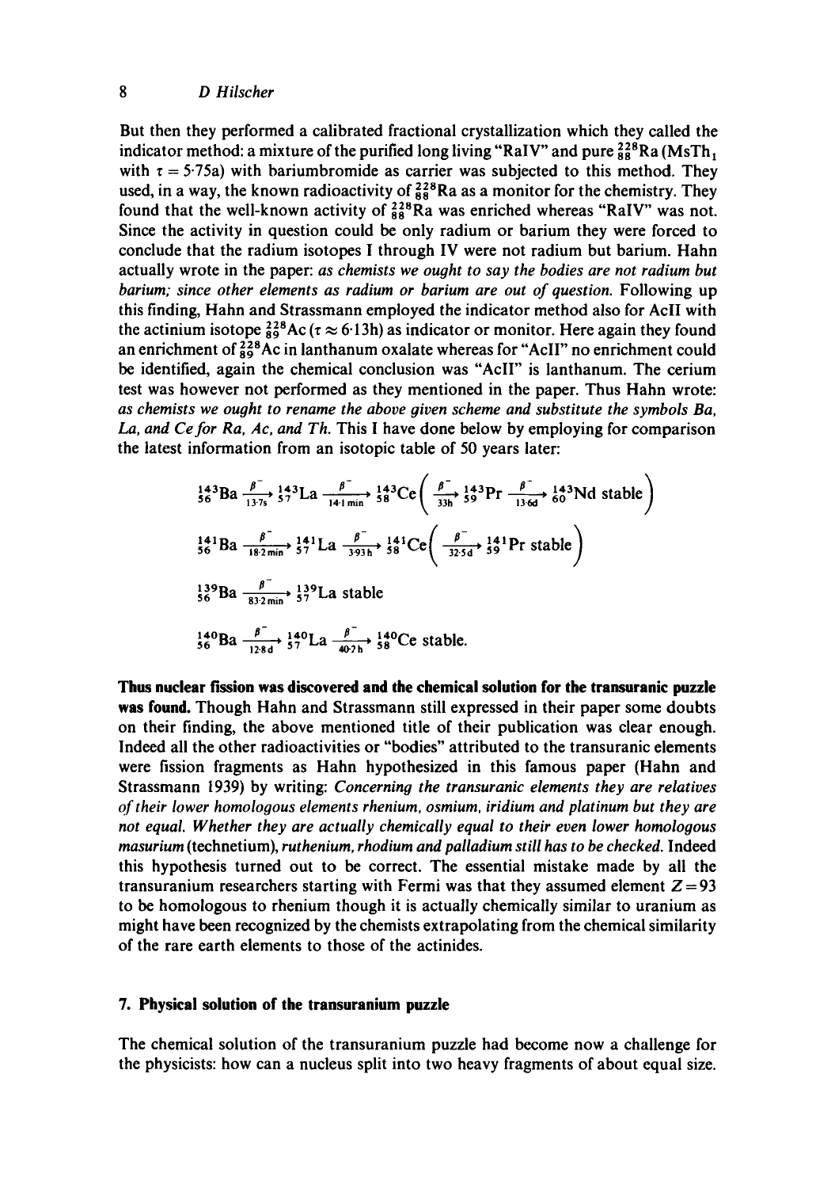But then they performed a calibrated fractional crystallization which they called the indicator method: a mixture of the purified long living "RaIV" and pure $^{228}_{88}$Ra (MsTh$_1$ with $\tau = 5{\cdot}75$a) with bariumbromide as carrier was subjected to this method. They used, in a way, the known radioactivity of $^{228}_{88}$Ra as a monitor for the chemistry. They found that the well-known activity of $^{228}_{88}$Ra was enriched whereas "RaIV" was not. Since the activity in question could be only radium or barium they were forced to conclude that the radium isotopes I through IV were not radium but barium. Hahn actually wrote in the paper: *as chemists we ought to say the bodies are not radium but barium; since other elements as radium or barium are out of question.* Following up this finding, Hahn and Strassmann employed the indicator method also for AcII with the actinium isotope $^{228}_{89}$Ac ($\tau \approx 6{\cdot}13$h) as indicator or monitor. Here again they found an enrichment of $^{228}_{89}$Ac in lanthanum oxalate whereas for "AcII" no enrichment could be identified, again the chemical conclusion was "AcII" is lanthanum. The cerium test was however not performed as they mentioned in the paper. Thus Hahn wrote: *as chemists we ought to rename the above given scheme and substitute the symbols Ba, La, and Ce for Ra, Ac, and Th.* This I have done below by employing for comparison the latest information from an isotopic table of 50 years later:

$$^{143}_{56}\text{Ba} \xrightarrow[13{\cdot}7\text{s}]{\beta^-} {}^{143}_{57}\text{La} \xrightarrow[14{\cdot}1\,\text{min}]{\beta^-} {}^{143}_{58}\text{Ce}\left( \xrightarrow[33\text{h}]{\beta^-} {}^{143}_{59}\text{Pr} \xrightarrow[13{\cdot}6\text{d}]{\beta^-} {}^{143}_{60}\text{Nd stable}\right)$$

$$^{141}_{56}\text{Ba} \xrightarrow[18{\cdot}2\,\text{min}]{\beta^-} {}^{141}_{57}\text{La} \xrightarrow[3{\cdot}93\text{h}]{\beta^-} {}^{141}_{58}\text{Ce}\left( \xrightarrow[32{\cdot}5\text{d}]{\beta^-} {}^{141}_{59}\text{Pr stable}\right)$$

$$^{139}_{56}\text{Ba} \xrightarrow[83{\cdot}2\,\text{min}]{\beta^-} {}^{139}_{57}\text{La stable}$$

$$^{140}_{56}\text{Ba} \xrightarrow[12{\cdot}8\text{d}]{\beta^-} {}^{140}_{57}\text{La} \xrightarrow[40{\cdot}2\text{h}]{\beta^-} {}^{140}_{58}\text{Ce stable.}$$

**Thus nuclear fission was discovered and the chemical solution for the transuranic puzzle was found.** Though Hahn and Strassmann still expressed in their paper some doubts on their finding, the above mentioned title of their publication was clear enough. Indeed all the other radioactivities or "bodies" attributed to the transuranic elements were fission fragments as Hahn hypothesized in this famous paper (Hahn and Strassmann 1939) by writing: *Concerning the transuranic elements they are relatives of their lower homologous elements rhenium, osmium, iridium and platinum but they are not equal. Whether they are actually chemically equal to their even lower homologous masurium* (technetium), *ruthenium, rhodium and palladium still has to be checked.* Indeed this hypothesis turned out to be correct. The essential mistake made by all the transuranium researchers starting with Fermi was that they assumed element $Z = 93$ to be homologous to rhenium though it is actually chemically similar to uranium as might have been recognized by the chemists extrapolating from the chemical similarity of the rare earth elements to those of the actinides.

## 7. Physical solution of the transuranium puzzle

The chemical solution of the transuranium puzzle had become now a challenge for the physicists: how can a nucleus split into two heavy fragments of about equal size.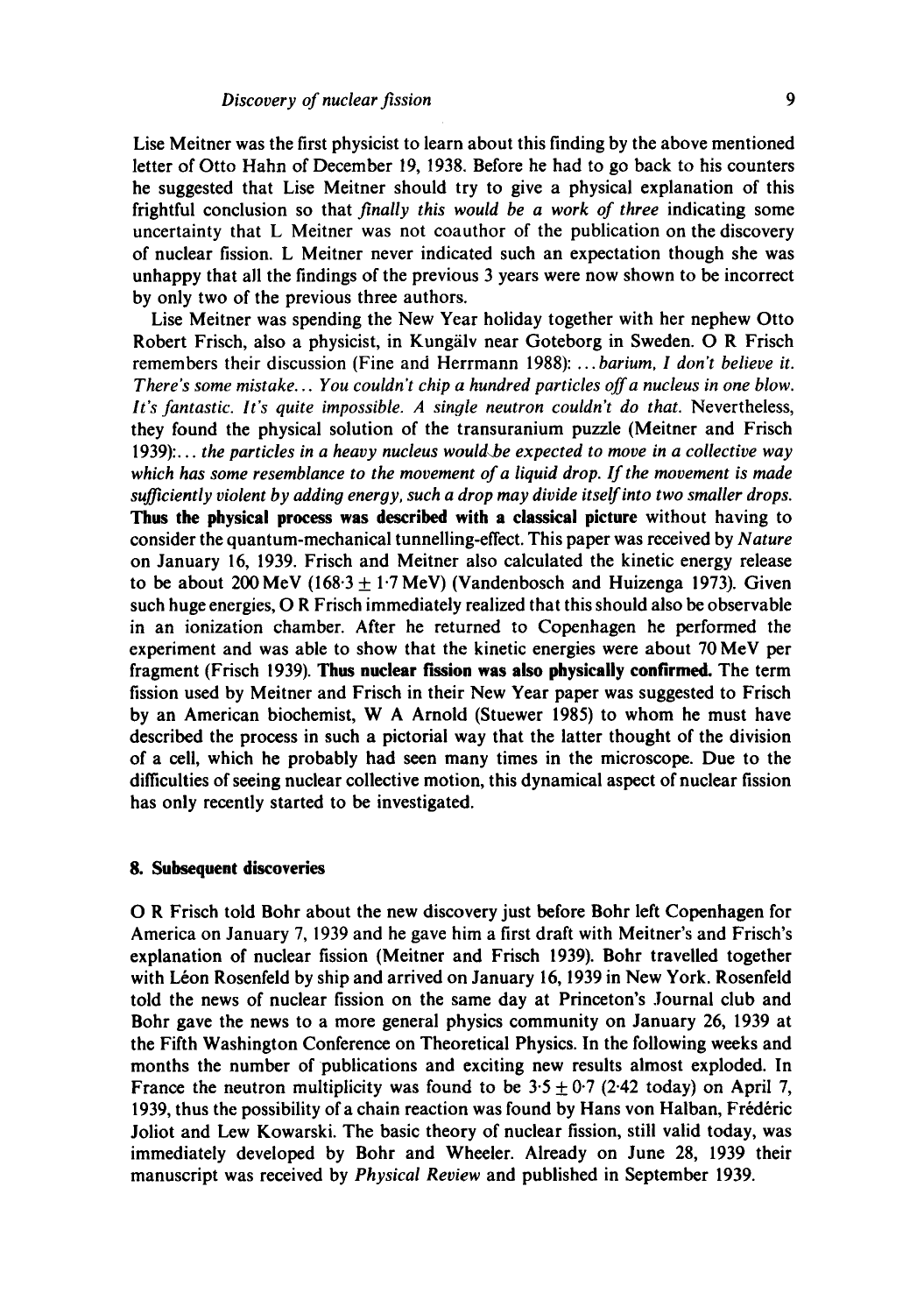Lise Meitner was the first physicist to learn about this finding by the above mentioned letter of Otto Hahn of December 19, 1938. Before he had to go back to his counters he suggested that Lise Meitner should try to give a physical explanation of this frightful conclusion so that *finally this would be a work of three* indicating some uncertainty that L Meitner was not coauthor of the publication on the discovery of nuclear fission. L Meitner never indicated such an expectation though she was unhappy that all the findings of the previous 3 years were now shown to be incorrect by only two of the previous three authors.

Lise Meitner was spending the New Year holiday together with her nephew Otto Robert Frisch, also a physicist, in Kungälv near Goteborg in Sweden. O R Frisch remembers their discussion (Fine and Herrmann 1988): *...barium, I don't believe it. There's some mistake... You couldn't chip a hundred particles off a nucleus in one blow. It's fantastic. It's quite impossible. A single neutron couldn't do that.* Nevertheless, they found the physical solution of the transuranium puzzle (Meitner and Frisch 1939):*... the particles in a heavy nucleus would be expected to move in a collective way which has some resemblance to the movement of a liquid drop. If the movement is made sufficiently violent by adding energy, such a drop may divide itself into two smaller drops.* **Thus the physical process was described with a classical picture** without having to consider the quantum-mechanical tunnelling-effect. This paper was received by *Nature* on January 16, 1939. Frisch and Meitner also calculated the kinetic energy release to be about 200 MeV ($168 \cdot 3 \pm 1 \cdot 7$ MeV) (Vandenbosch and Huizenga 1973). Given such huge energies, O R Frisch immediately realized that this should also be observable in an ionization chamber. After he returned to Copenhagen he performed the experiment and was able to show that the kinetic energies were about 70 MeV per fragment (Frisch 1939). **Thus nuclear fission was also physically confirmed.** The term fission used by Meitner and Frisch in their New Year paper was suggested to Frisch by an American biochemist, W A Arnold (Stuewer 1985) to whom he must have described the process in such a pictorial way that the latter thought of the division of a cell, which he probably had seen many times in the microscope. Due to the difficulties of seeing nuclear collective motion, this dynamical aspect of nuclear fission has only recently started to be investigated.

## 8. Subsequent discoveries

O R Frisch told Bohr about the new discovery just before Bohr left Copenhagen for America on January 7, 1939 and he gave him a first draft with Meitner's and Frisch's explanation of nuclear fission (Meitner and Frisch 1939). Bohr travelled together with Léon Rosenfeld by ship and arrived on January 16, 1939 in New York. Rosenfeld told the news of nuclear fission on the same day at Princeton's Journal club and Bohr gave the news to a more general physics community on January 26, 1939 at the Fifth Washington Conference on Theoretical Physics. In the following weeks and months the number of publications and exciting new results almost exploded. In France the neutron multiplicity was found to be $3 \cdot 5 \pm 0 \cdot 7$ (2·42 today) on April 7, 1939, thus the possibility of a chain reaction was found by Hans von Halban, Frédéric Joliot and Lew Kowarski. The basic theory of nuclear fission, still valid today, was immediately developed by Bohr and Wheeler. Already on June 28, 1939 their manuscript was received by *Physical Review* and published in September 1939.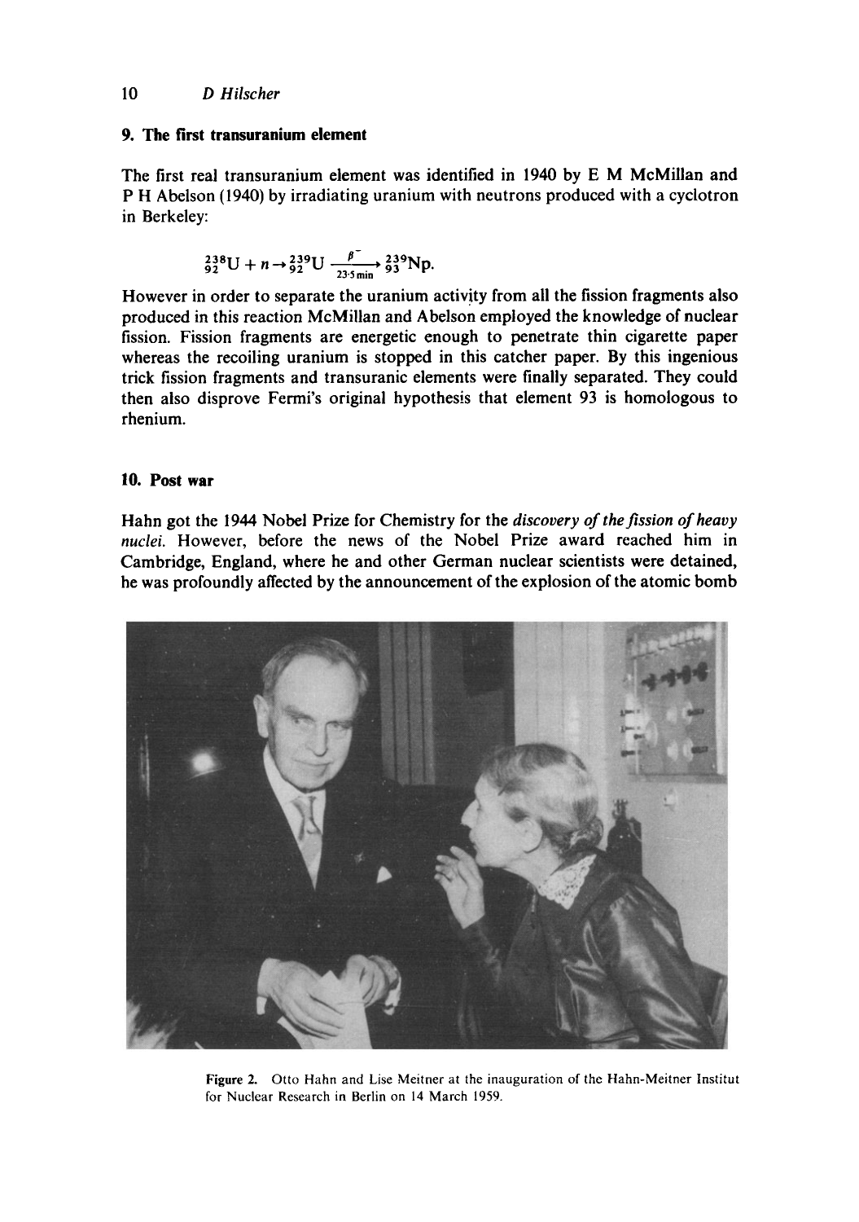## 9. The first transuranium element

The first real transuranium element was identified in 1940 by E M McMillan and P H Abelson (1940) by irradiating uranium with neutrons produced with a cyclotron in Berkeley:

$$^{238}_{92}\text{U} + n \rightarrow ^{239}_{92}\text{U} \xrightarrow[23{\cdot}5\,\text{min}]{\beta^-} ^{239}_{93}\text{Np}.$$

However in order to separate the uranium activity from all the fission fragments also produced in this reaction McMillan and Abelson employed the knowledge of nuclear fission. Fission fragments are energetic enough to penetrate thin cigarette paper whereas the recoiling uranium is stopped in this catcher paper. By this ingenious trick fission fragments and transuranic elements were finally separated. They could then also disprove Fermi's original hypothesis that element 93 is homologous to rhenium.

## 10. Post war

Hahn got the 1944 Nobel Prize for Chemistry for the *discovery of the fission of heavy nuclei.* However, before the news of the Nobel Prize award reached him in Cambridge, England, where he and other German nuclear scientists were detained, he was profoundly affected by the announcement of the explosion of the atomic bomb

**Figure 2.** Otto Hahn and Lise Meitner at the inauguration of the Hahn-Meitner Institut for Nuclear Research in Berlin on 14 March 1959.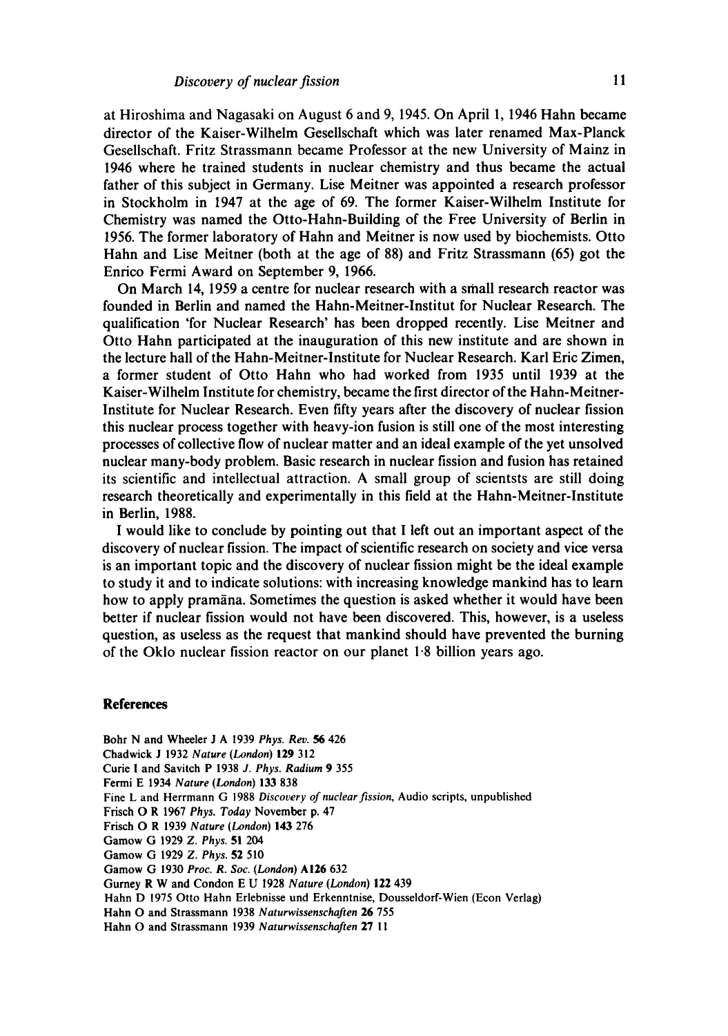at Hiroshima and Nagasaki on August 6 and 9, 1945. On April 1, 1946 Hahn became director of the Kaiser-Wilhelm Gesellschaft which was later renamed Max-Planck Gesellschaft. Fritz Strassmann became Professor at the new University of Mainz in 1946 where he trained students in nuclear chemistry and thus became the actual father of this subject in Germany. Lise Meitner was appointed a research professor in Stockholm in 1947 at the age of 69. The former Kaiser-Wilhelm Institute for Chemistry was named the Otto-Hahn-Building of the Free University of Berlin in 1956. The former laboratory of Hahn and Meitner is now used by biochemists. Otto Hahn and Lise Meitner (both at the age of 88) and Fritz Strassmann (65) got the Enrico Fermi Award on September 9, 1966.

On March 14, 1959 a centre for nuclear research with a small research reactor was founded in Berlin and named the Hahn-Meitner-Institut for Nuclear Research. The qualification 'for Nuclear Research' has been dropped recently. Lise Meitner and Otto Hahn participated at the inauguration of this new institute and are shown in the lecture hall of the Hahn-Meitner-Institute for Nuclear Research. Karl Eric Zimen, a former student of Otto Hahn who had worked from 1935 until 1939 at the Kaiser-Wilhelm Institute for chemistry, became the first director of the Hahn-Meitner-Institute for Nuclear Research. Even fifty years after the discovery of nuclear fission this nuclear process together with heavy-ion fusion is still one of the most interesting processes of collective flow of nuclear matter and an ideal example of the yet unsolved nuclear many-body problem. Basic research in nuclear fission and fusion has retained its scientific and intellectual attraction. A small group of scientsts are still doing research theoretically and experimentally in this field at the Hahn-Meitner-Institute in Berlin, 1988.

I would like to conclude by pointing out that I left out an important aspect of the discovery of nuclear fission. The impact of scientific research on society and vice versa is an important topic and the discovery of nuclear fission might be the ideal example to study it and to indicate solutions: with increasing knowledge mankind has to learn how to apply pramāna. Sometimes the question is asked whether it would have been better if nuclear fission would not have been discovered. This, however, is a useless question, as useless as the request that mankind should have prevented the burning of the Oklo nuclear fission reactor on our planet 1·8 billion years ago.

## References

Bohr N and Wheeler J A 1939 *Phys. Rev.* **56** 426

Chadwick J 1932 *Nature (London)* **129** 312

Curie I and Savitch P 1938 *J. Phys. Radium* **9** 355

Fermi E 1934 *Nature (London)* **133** 838

Fine L and Herrmann G 1988 *Discovery of nuclear fission*, Audio scripts, unpublished

Frisch O R 1967 *Phys. Today* November p. 47

Frisch O R 1939 *Nature (London)* **143** 276

Gamow G 1929 *Z. Phys.* **51** 204

Gamow G 1929 *Z. Phys.* **52** 510

Gamow G 1930 *Proc. R. Soc. (London)* **A126** 632

Gurney R W and Condon E U 1928 *Nature (London)* **122** 439

Hahn D 1975 Otto Hahn Erlebnisse und Erkenntnise, Dousseldorf-Wien (Econ Verlag)

Hahn O and Strassmann 1938 *Naturwissenschaften* **26** 755

Hahn O and Strassmann 1939 *Naturwissenschaften* **27** 11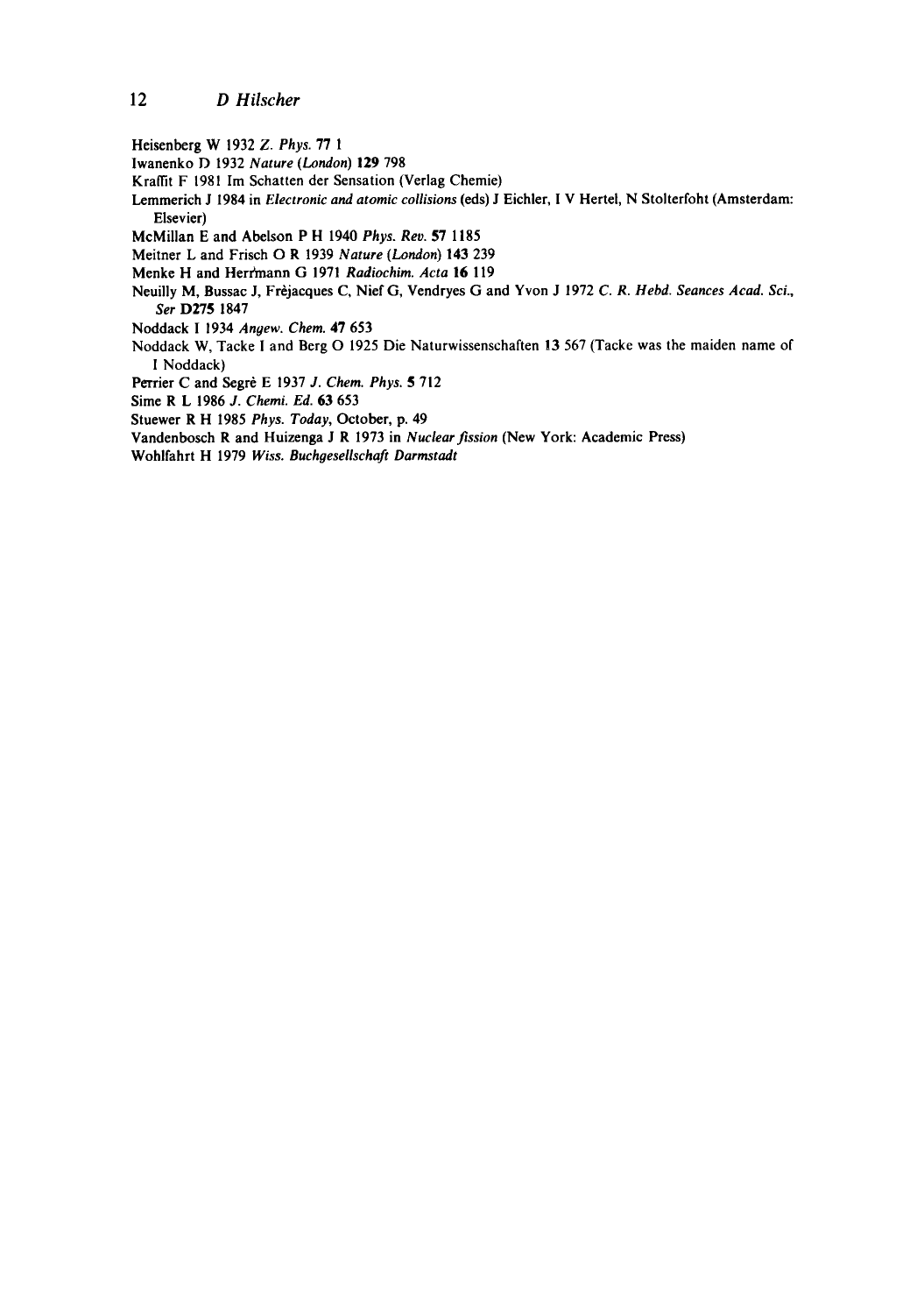Heisenberg W 1932 *Z. Phys.* **77** 1

Iwanenko D 1932 *Nature (London)* **129** 798

Krafft F 1981 Im Schatten der Sensation (Verlag Chemie)

Lemmerich J 1984 in *Electronic and atomic collisions* (eds) J Eichler, I V Hertel, N Stolterfoht (Amsterdam: Elsevier)

McMillan E and Abelson P H 1940 *Phys. Rev.* **57** 1185

Meitner L and Frisch O R 1939 *Nature (London)* **143** 239

Menke H and Herrmann G 1971 *Radiochim. Acta* **16** 119

Neuilly M, Bussac J, Frèjacques C, Nief G, Vendryes G and Yvon J 1972 *C. R. Hebd. Seances Acad. Sci., Ser* **D275** 1847

Noddack I 1934 *Angew. Chem.* **47** 653

Noddack W, Tacke I and Berg O 1925 Die Naturwissenschaften **13** 567 (Tacke was the maiden name of I Noddack)

Perrier C and Segrè E 1937 *J. Chem. Phys.* **5** 712

Sime R L 1986 *J. Chemi. Ed.* **63** 653

Stuewer R H 1985 *Phys. Today*, October, p. 49

Vandenbosch R and Huizenga J R 1973 in *Nuclear fission* (New York: Academic Press)

Wohlfahrt H 1979 *Wiss. Buchgesellschaft Darmstadt*